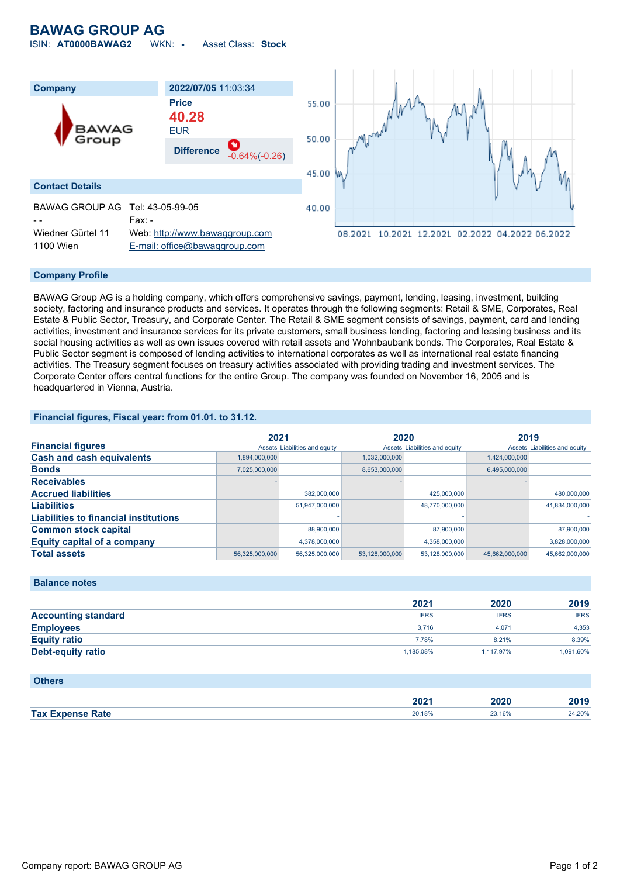# BAWAG GROUP AG

ISIN: **AT0000BAWAG2** WKN: **-** Asset Class: **Stock**

| Company | 2022/07/05 11:03:34 |
|---|---|
| | **Price** |
| | **40.28** |
| | EUR |
| | **Difference** -0.64%(-0.26) |

55.00
50.00
45.00
40.00
08.2021 10.2021 12.2021 02.2022 04.2022 06.2022

## Contact Details

| | |
|---|---|
| BAWAG GROUP AG | Tel: 43-05-99-05 |
| - - | Fax: - |
| Wiedner Gürtel 11 | Web: http://www.bawaggroup.com |
| 1100 Wien | E-mail: office@bawaggroup.com |

## Company Profile

BAWAG Group AG is a holding company, which offers comprehensive savings, payment, lending, leasing, investment, building society, factoring and insurance products and services. It operates through the following segments: Retail & SME, Corporates, Real Estate & Public Sector, Treasury, and Corporate Center. The Retail & SME segment consists of savings, payment, card and lending activities, investment and insurance services for its private customers, small business lending, factoring and leasing business and its social housing activities as well as own issues covered with retail assets and Wohnbaubank bonds. The Corporates, Real Estate & Public Sector segment is composed of lending activities to international corporates as well as international real estate financing activities. The Treasury segment focuses on treasury activities associated with providing trading and investment services. The Corporate Center offers central functions for the entire Group. The company was founded on November 16, 2005 and is headquartered in Vienna, Austria.

## Financial figures, Fiscal year: from 01.01. to 31.12.

| Financial figures | 2021 | | 2020 | | 2019 | |
|---|---|---|---|---|---|---|
| | Assets | Liabilities and equity | Assets | Liabilities and equity | Assets | Liabilities and equity |
| **Cash and cash equivalents** | 1,894,000,000 | | 1,032,000,000 | | 1,424,000,000 | |
| **Bonds** | 7,025,000,000 | | 8,653,000,000 | | 6,495,000,000 | |
| **Receivables** | - | | - | | - | |
| **Accrued liabilities** | | 382,000,000 | | 425,000,000 | | 480,000,000 |
| **Liabilities** | | 51,947,000,000 | | 48,770,000,000 | | 41,834,000,000 |
| **Liabilities to financial institutions** | | - | | - | | - |
| **Common stock capital** | | 88,900,000 | | 87,900,000 | | 87,900,000 |
| **Equity capital of a company** | | 4,378,000,000 | | 4,358,000,000 | | 3,828,000,000 |
| **Total assets** | 56,325,000,000 | 56,325,000,000 | 53,128,000,000 | 53,128,000,000 | 45,662,000,000 | 45,662,000,000 |

## Balance notes

| | 2021 | 2020 | 2019 |
|---|---|---|---|
| **Accounting standard** | IFRS | IFRS | IFRS |
| **Employees** | 3,716 | 4,071 | 4,353 |
| **Equity ratio** | 7.78% | 8.21% | 8.39% |
| **Debt-equity ratio** | 1,185.08% | 1,117.97% | 1,091.60% |

## Others

| | 2021 | 2020 | 2019 |
|---|---|---|---|
| **Tax Expense Rate** | 20.18% | 23.16% | 24.20% |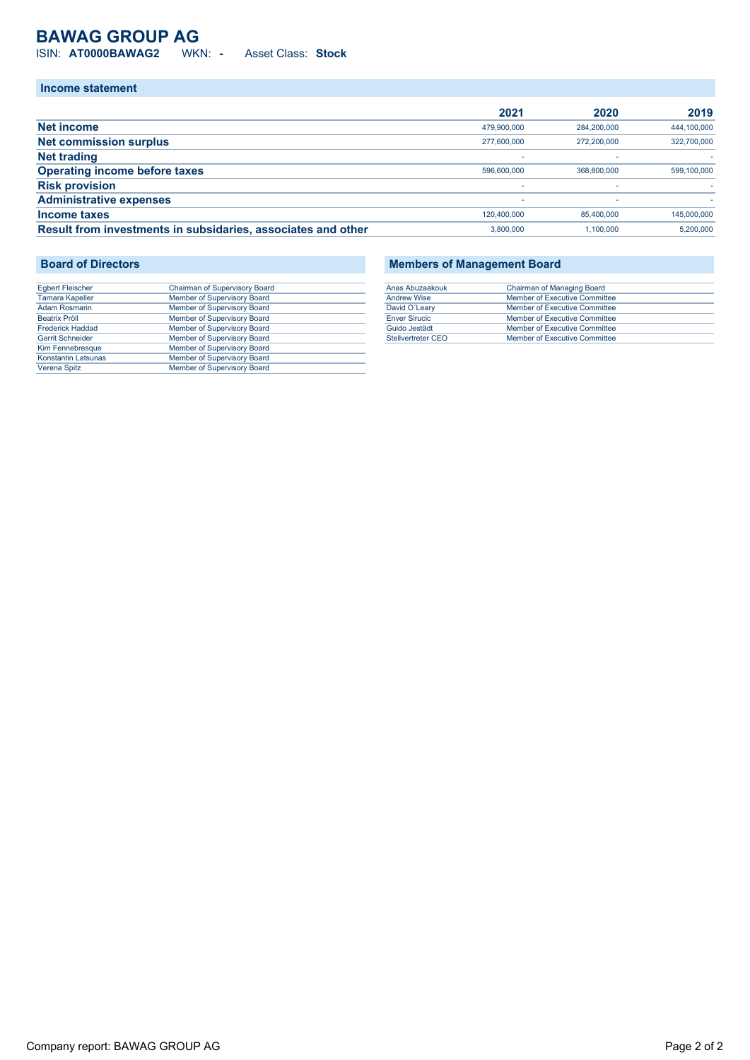# BAWAG GROUP AG

ISIN: **AT0000BAWAG2** WKN: **-** Asset Class: **Stock**

## Income statement

| | 2021 | 2020 | 2019 |
|---|---|---|---|
| **Net income** | 479,900,000 | 284,200,000 | 444,100,000 |
| **Net commission surplus** | 277,600,000 | 272,200,000 | 322,700,000 |
| **Net trading** | - | - | - |
| **Operating income before taxes** | 596,600,000 | 368,800,000 | 599,100,000 |
| **Risk provision** | - | - | - |
| **Administrative expenses** | - | - | - |
| **Income taxes** | 120,400,000 | 85,400,000 | 145,000,000 |
| **Result from investments in subsidiaries, associates and other** | 3,800,000 | 1,100,000 | 5,200,000 |

## Board of Directors

| | |
|---|---|
| Egbert Fleischer | Chairman of Supervisory Board |
| Tamara Kapeller | Member of Supervisory Board |
| Adam Rosmarin | Member of Supervisory Board |
| Beatrix Pröll | Member of Supervisory Board |
| Frederick Haddad | Member of Supervisory Board |
| Gerrit Schneider | Member of Supervisory Board |
| Kim Fennebresque | Member of Supervisory Board |
| Konstantin Latsunas | Member of Supervisory Board |
| Verena Spitz | Member of Supervisory Board |

## Members of Management Board

| | |
|---|---|
| Anas Abuzaakouk | Chairman of Managing Board |
| Andrew Wise | Member of Executive Committee |
| David O´Leary | Member of Executive Committee |
| Enver Sirucic | Member of Executive Committee |
| Guido Jestädt | Member of Executive Committee |
| Stellvertreter CEO | Member of Executive Committee |